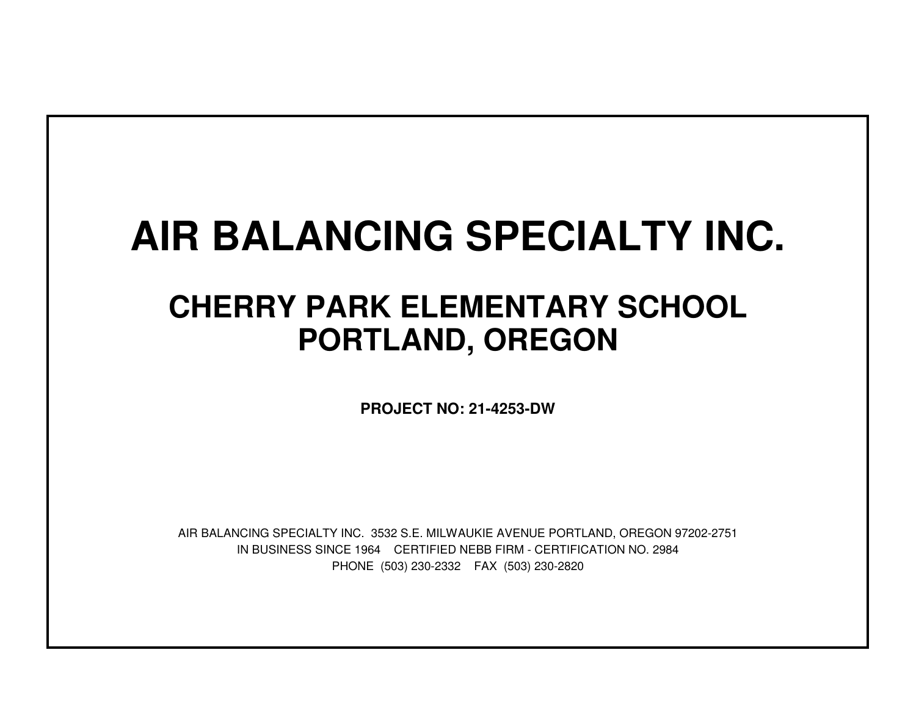# AIR BALANCING SPECIALTY INC.

## CHERRY PARK ELEMENTARY SCHOOL
## PORTLAND, OREGON

**PROJECT NO: 21-4253-DW**

AIR BALANCING SPECIALTY INC. 3532 S.E. MILWAUKIE AVENUE PORTLAND, OREGON 97202-2751

IN BUSINESS SINCE 1964 CERTIFIED NEBB FIRM - CERTIFICATION NO. 2984

PHONE (503) 230-2332 FAX (503) 230-2820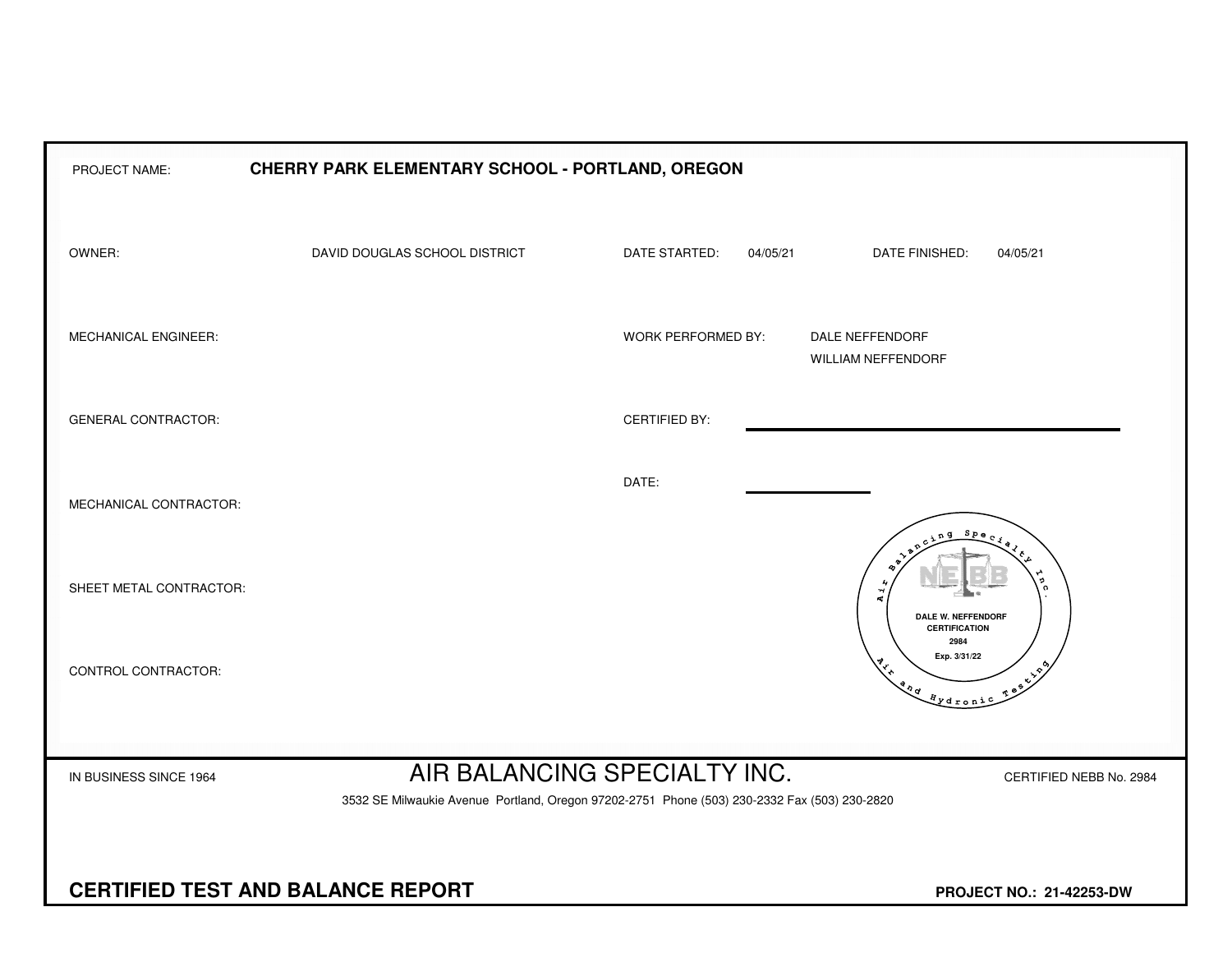PROJECT NAME: **CHERRY PARK ELEMENTARY SCHOOL - PORTLAND, OREGON**

OWNER: DAVID DOUGLAS SCHOOL DISTRICT

DATE STARTED: 04/05/21

DATE FINISHED: 04/05/21

MECHANICAL ENGINEER:

WORK PERFORMED BY: DALE NEFFENDORF
WILLIAM NEFFENDORF

GENERAL CONTRACTOR:

CERTIFIED BY: ______________________________

DATE: ____________

MECHANICAL CONTRACTOR:

SHEET METAL CONTRACTOR:

CONTROL CONTRACTOR:

Air Balancing Specialty Inc. — Air and Hydronic Testing
NEBB
DALE W. NEFFENDORF
CERTIFICATION
2984
Exp. 3/31/22

IN BUSINESS SINCE 1964

# AIR BALANCING SPECIALTY INC.

CERTIFIED NEBB No. 2984

3532 SE Milwaukie Avenue Portland, Oregon 97202-2751 Phone (503) 230-2332 Fax (503) 230-2820

## CERTIFIED TEST AND BALANCE REPORT

**PROJECT NO.: 21-42253-DW**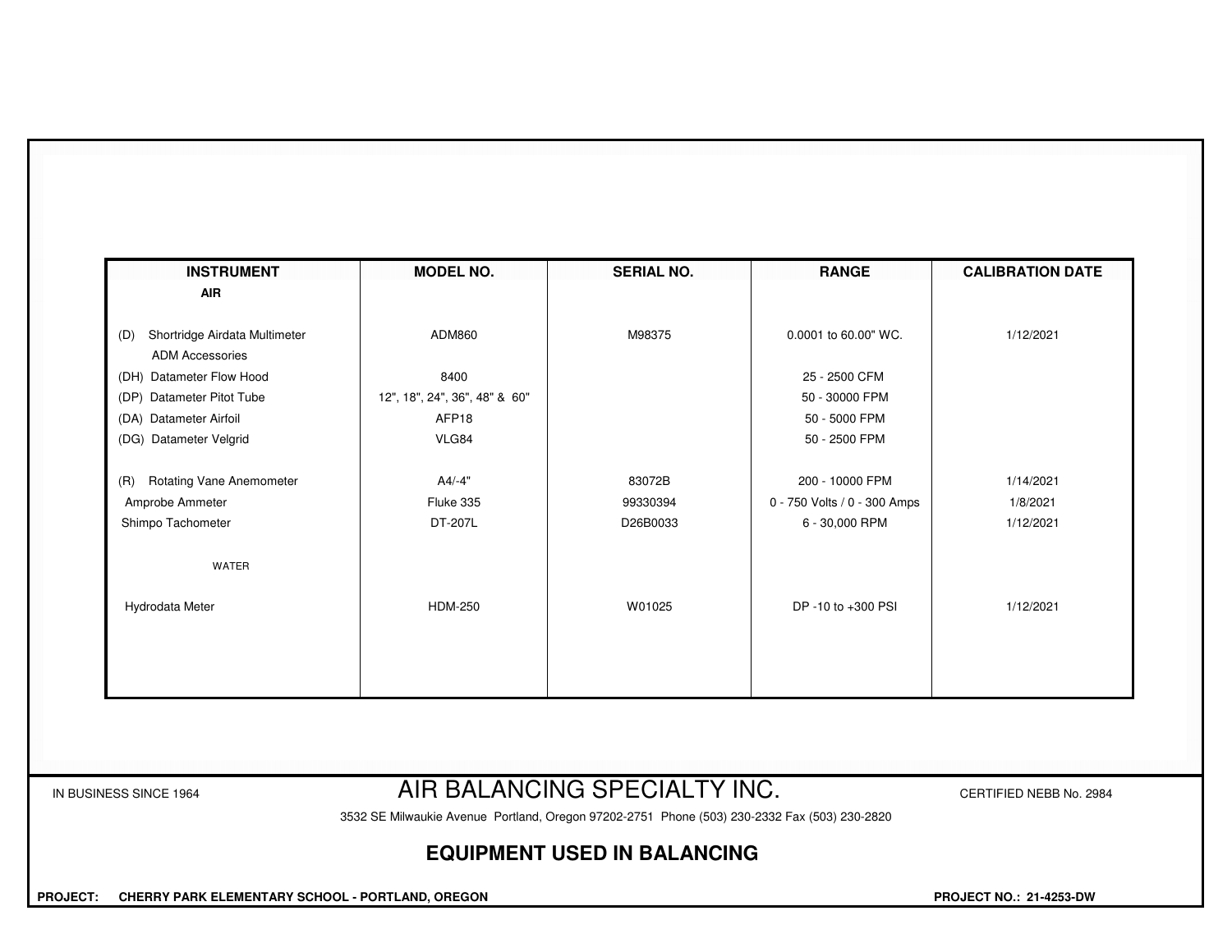| INSTRUMENT | MODEL NO. | SERIAL NO. | RANGE | CALIBRATION DATE |
|---|---|---|---|---|
| **AIR** | | | | |
| (D) Shortridge Airdata Multimeter | ADM860 | M98375 | 0.0001 to 60.00" WC. | 1/12/2021 |
| ADM Accessories | | | | |
| (DH) Datameter Flow Hood | 8400 | | 25 - 2500 CFM | |
| (DP) Datameter Pitot Tube | 12", 18", 24", 36", 48" & 60" | | 50 - 30000 FPM | |
| (DA) Datameter Airfoil | AFP18 | | 50 - 5000 FPM | |
| (DG) Datameter Velgrid | VLG84 | | 50 - 2500 FPM | |
| (R) Rotating Vane Anemometer | A4/-4" | 83072B | 200 - 10000 FPM | 1/14/2021 |
| Amprobe Ammeter | Fluke 335 | 99330394 | 0 - 750 Volts / 0 - 300 Amps | 1/8/2021 |
| Shimpo Tachometer | DT-207L | D26B0033 | 6 - 30,000 RPM | 1/12/2021 |
| WATER | | | | |
| Hydrodata Meter | HDM-250 | W01025 | DP -10 to +300 PSI | 1/12/2021 |

IN BUSINESS SINCE 1964

# AIR BALANCING SPECIALTY INC.

CERTIFIED NEBB No. 2984

3532 SE Milwaukie Avenue Portland, Oregon 97202-2751 Phone (503) 230-2332 Fax (503) 230-2820

## EQUIPMENT USED IN BALANCING

**PROJECT: CHERRY PARK ELEMENTARY SCHOOL - PORTLAND, OREGON**

**PROJECT NO.: 21-4253-DW**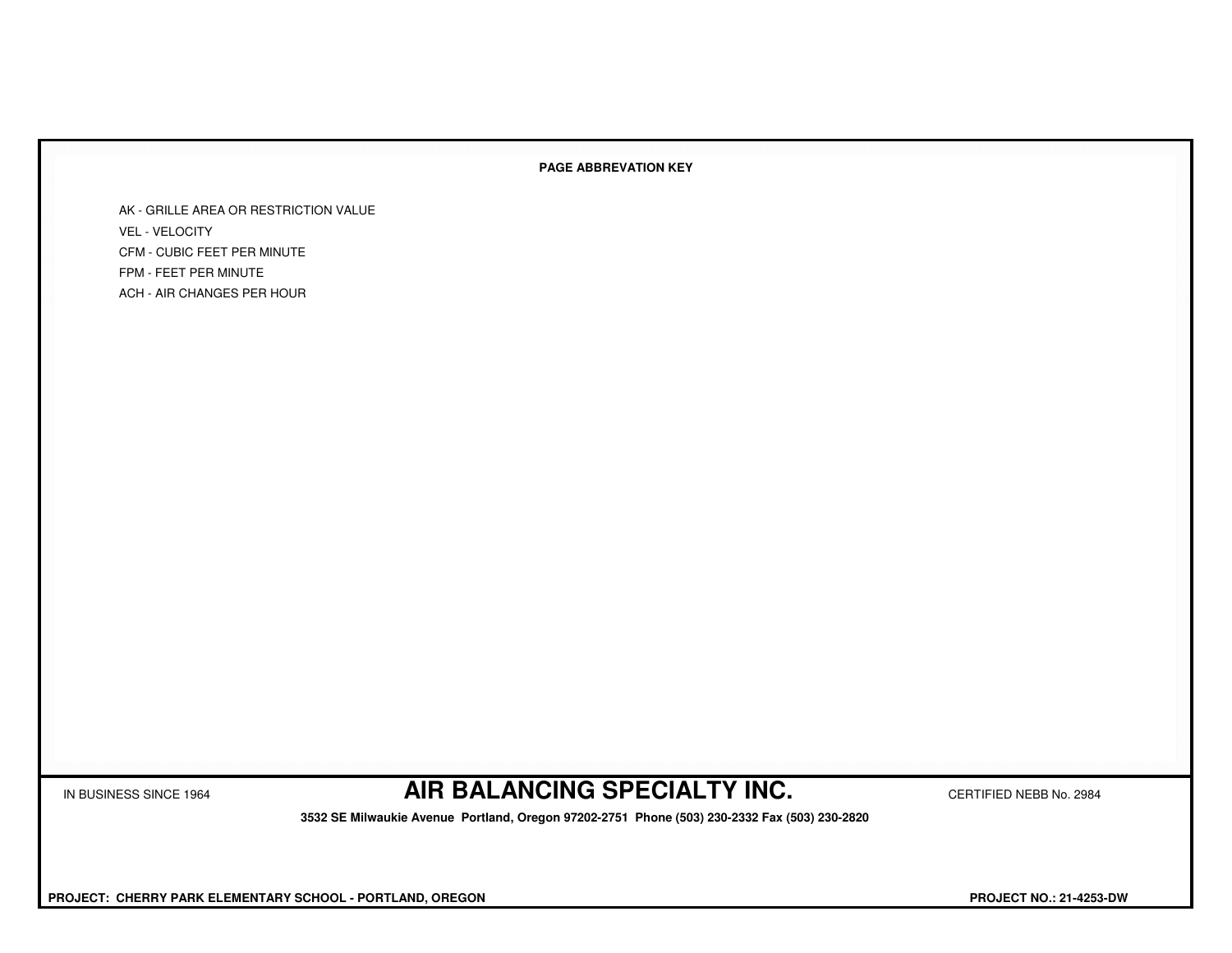**PAGE ABBREVATION KEY**

AK - GRILLE AREA OR RESTRICTION VALUE
VEL - VELOCITY
CFM - CUBIC FEET PER MINUTE
FPM - FEET PER MINUTE
ACH - AIR CHANGES PER HOUR

IN BUSINESS SINCE 1964

## AIR BALANCING SPECIALTY INC.

CERTIFIED NEBB No. 2984

**3532 SE Milwaukie Avenue Portland, Oregon 97202-2751 Phone (503) 230-2332 Fax (503) 230-2820**

**PROJECT: CHERRY PARK ELEMENTARY SCHOOL - PORTLAND, OREGON**

**PROJECT NO.: 21-4253-DW**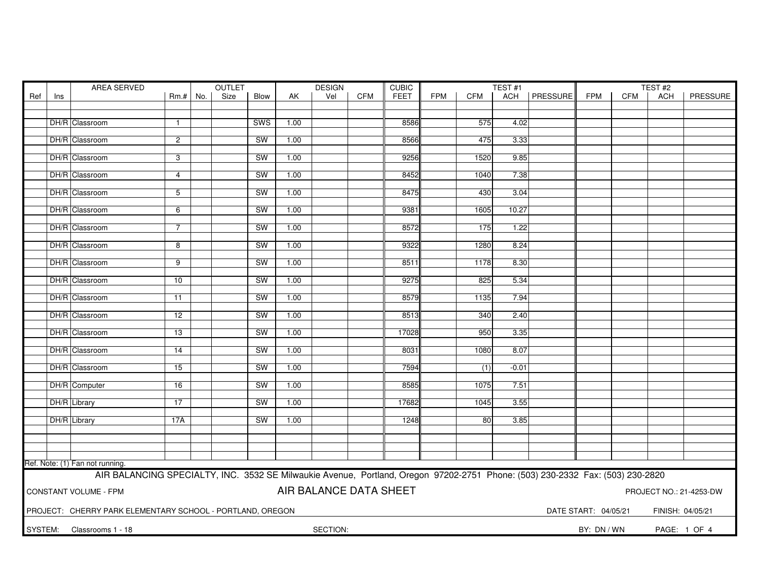| Ref | Ins | AREA SERVED | Rm.# | OUTLET No. | OUTLET Size | Blow | AK | DESIGN Vel | DESIGN CFM | CUBIC FEET | TEST #1 FPM | TEST #1 CFM | TEST #1 ACH | TEST #1 PRESSURE | TEST #2 FPM | TEST #2 CFM | TEST #2 ACH | TEST #2 PRESSURE |
|---|---|---|---|---|---|---|---|---|---|---|---|---|---|---|---|---|---|---|
| | DH/R | Classroom | 1 | | | SWS | 1.00 | | | 8586 | | 575 | 4.02 | | | | | |
| | DH/R | Classroom | 2 | | | SW | 1.00 | | | 8566 | | 475 | 3.33 | | | | | |
| | DH/R | Classroom | 3 | | | SW | 1.00 | | | 9256 | | 1520 | 9.85 | | | | | |
| | DH/R | Classroom | 4 | | | SW | 1.00 | | | 8452 | | 1040 | 7.38 | | | | | |
| | DH/R | Classroom | 5 | | | SW | 1.00 | | | 8475 | | 430 | 3.04 | | | | | |
| | DH/R | Classroom | 6 | | | SW | 1.00 | | | 9381 | | 1605 | 10.27 | | | | | |
| | DH/R | Classroom | 7 | | | SW | 1.00 | | | 8572 | | 175 | 1.22 | | | | | |
| | DH/R | Classroom | 8 | | | SW | 1.00 | | | 9322 | | 1280 | 8.24 | | | | | |
| | DH/R | Classroom | 9 | | | SW | 1.00 | | | 8511 | | 1178 | 8.30 | | | | | |
| | DH/R | Classroom | 10 | | | SW | 1.00 | | | 9275 | | 825 | 5.34 | | | | | |
| | DH/R | Classroom | 11 | | | SW | 1.00 | | | 8579 | | 1135 | 7.94 | | | | | |
| | DH/R | Classroom | 12 | | | SW | 1.00 | | | 8513 | | 340 | 2.40 | | | | | |
| | DH/R | Classroom | 13 | | | SW | 1.00 | | | 17028 | | 950 | 3.35 | | | | | |
| | DH/R | Classroom | 14 | | | SW | 1.00 | | | 8031 | | 1080 | 8.07 | | | | | |
| | DH/R | Classroom | 15 | | | SW | 1.00 | | | 7594 | | (1) | -0.01 | | | | | |
| | DH/R | Computer | 16 | | | SW | 1.00 | | | 8585 | | 1075 | 7.51 | | | | | |
| | DH/R | Library | 17 | | | SW | 1.00 | | | 17682 | | 1045 | 3.55 | | | | | |
| | DH/R | Library | 17A | | | SW | 1.00 | | | 1248 | | 80 | 3.85 | | | | | |

Ref. Note: (1) Fan not running.

AIR BALANCING SPECIALTY, INC. 3532 SE Milwaukie Avenue, Portland, Oregon 97202-2751 Phone: (503) 230-2332 Fax: (503) 230-2820

CONSTANT VOLUME - FPM

**AIR BALANCE DATA SHEET**

PROJECT NO.: 21-4253-DW

PROJECT: CHERRY PARK ELEMENTARY SCHOOL - PORTLAND, OREGON

DATE START: 04/05/21 FINISH: 04/05/21

SYSTEM: Classrooms 1 - 18

SECTION:

BY: DN / WN

PAGE: 1 OF 4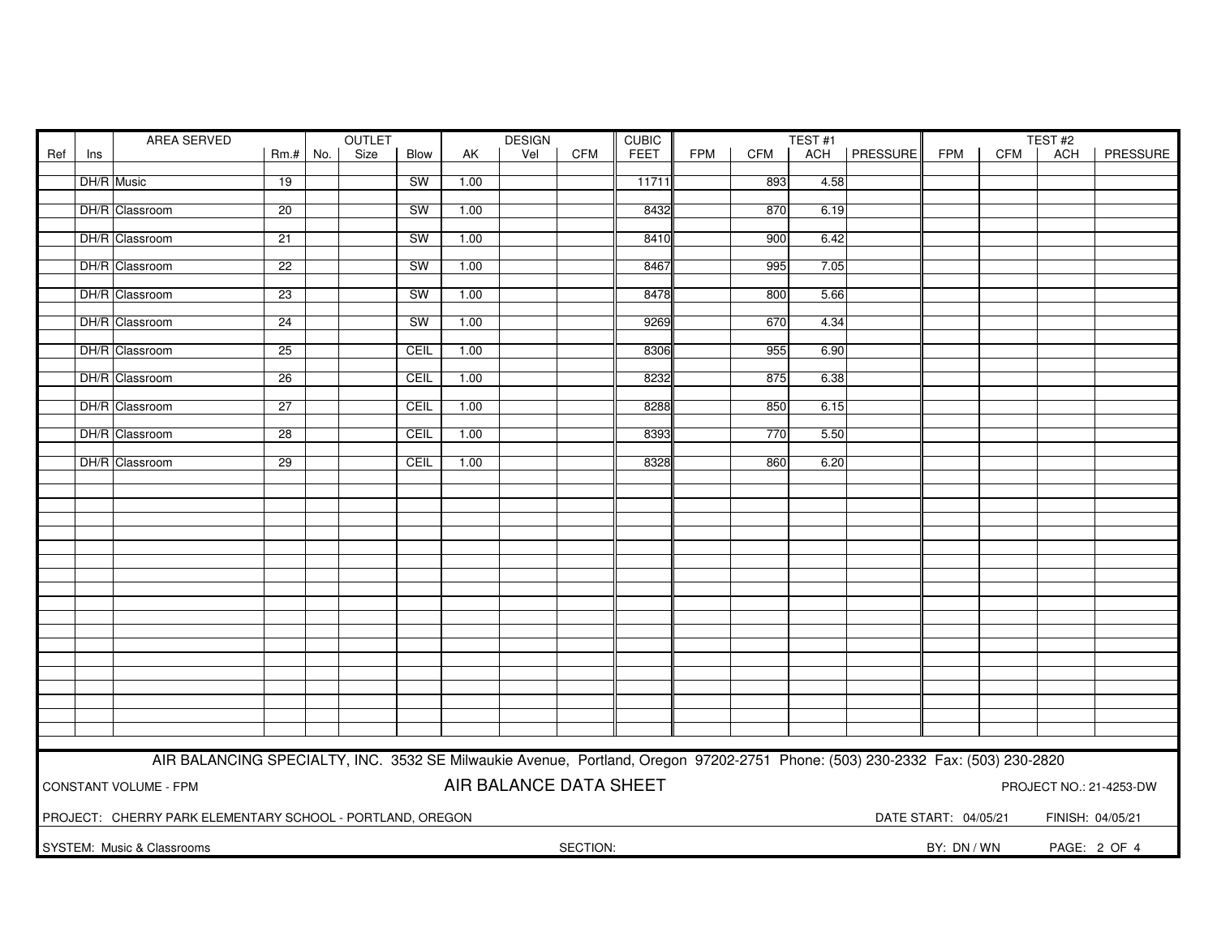| Ref | Ins | AREA SERVED | Rm.# | OUTLET | | | DESIGN | | | CUBIC | TEST #1 | | | | TEST #2 | | | |
|---|---|---|---|---|---|---|---|---|---|---|---|---|---|---|---|---|---|---|
| | | | | No. | Size | Blow | AK | Vel | CFM | FEET | FPM | CFM | ACH | PRESSURE | FPM | CFM | ACH | PRESSURE |
| | DH/R | Music | 19 | | | SW | 1.00 | | | 11711 | | 893 | 4.58 | | | | | |
| | DH/R | Classroom | 20 | | | SW | 1.00 | | | 8432 | | 870 | 6.19 | | | | | |
| | DH/R | Classroom | 21 | | | SW | 1.00 | | | 8410 | | 900 | 6.42 | | | | | |
| | DH/R | Classroom | 22 | | | SW | 1.00 | | | 8467 | | 995 | 7.05 | | | | | |
| | DH/R | Classroom | 23 | | | SW | 1.00 | | | 8478 | | 800 | 5.66 | | | | | |
| | DH/R | Classroom | 24 | | | SW | 1.00 | | | 9269 | | 670 | 4.34 | | | | | |
| | DH/R | Classroom | 25 | | | CEIL | 1.00 | | | 8306 | | 955 | 6.90 | | | | | |
| | DH/R | Classroom | 26 | | | CEIL | 1.00 | | | 8232 | | 875 | 6.38 | | | | | |
| | DH/R | Classroom | 27 | | | CEIL | 1.00 | | | 8288 | | 850 | 6.15 | | | | | |
| | DH/R | Classroom | 28 | | | CEIL | 1.00 | | | 8393 | | 770 | 5.50 | | | | | |
| | DH/R | Classroom | 29 | | | CEIL | 1.00 | | | 8328 | | 860 | 6.20 | | | | | |

AIR BALANCING SPECIALTY, INC. 3532 SE Milwaukie Avenue, Portland, Oregon 97202-2751 Phone: (503) 230-2332 Fax: (503) 230-2820

CONSTANT VOLUME - FPM

## AIR BALANCE DATA SHEET

PROJECT NO.: 21-4253-DW

PROJECT: CHERRY PARK ELEMENTARY SCHOOL - PORTLAND, OREGON

DATE START: 04/05/21 FINISH: 04/05/21

SYSTEM: Music & Classrooms

SECTION:

BY: DN / WN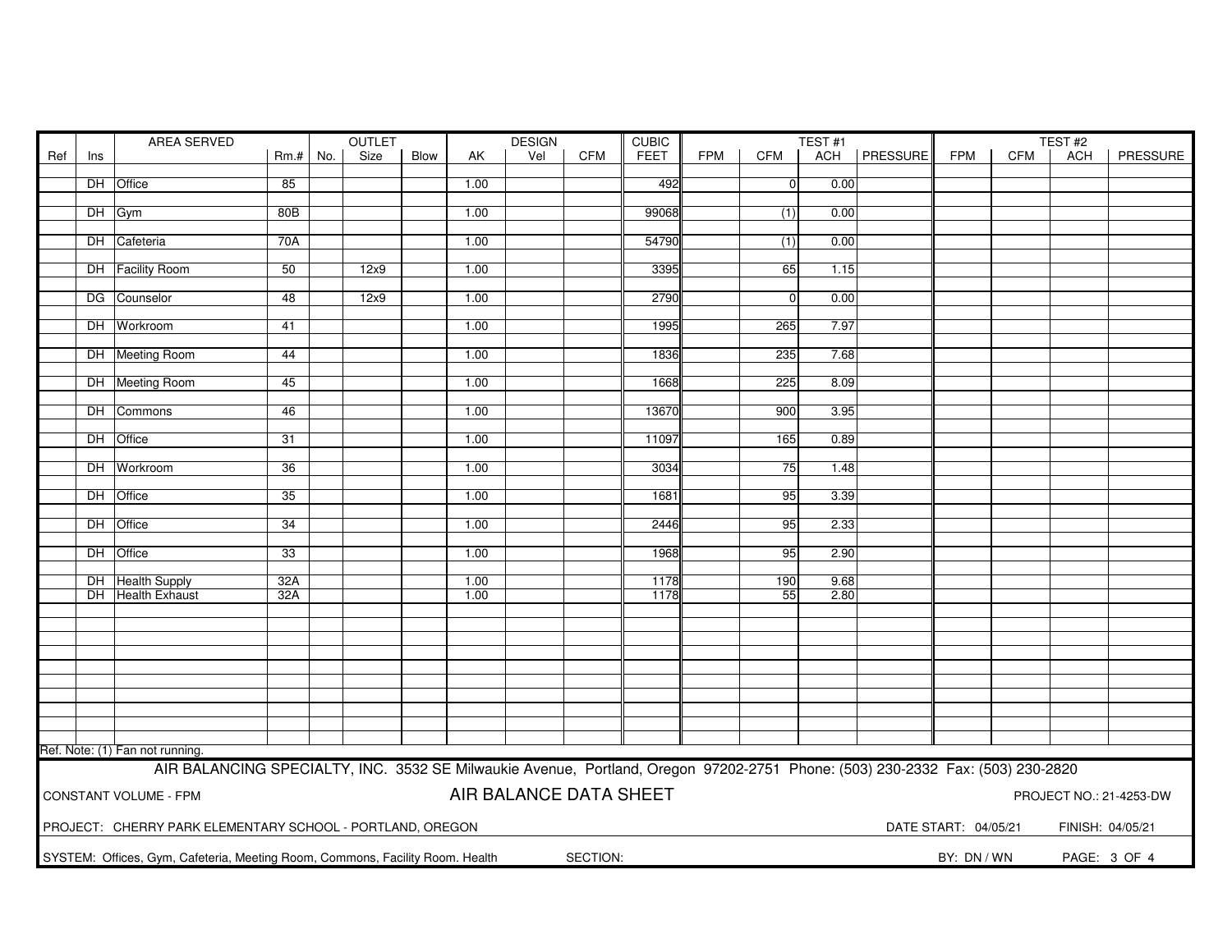| Ref | Ins | AREA SERVED | Rm.# | OUTLET No. | OUTLET Size | OUTLET Blow | AK | DESIGN Vel | DESIGN CFM | CUBIC FEET | TEST #1 FPM | TEST #1 CFM | TEST #1 ACH | TEST #1 PRESSURE | TEST #2 FPM | TEST #2 CFM | TEST #2 ACH | TEST #2 PRESSURE |
|---|---|---|---|---|---|---|---|---|---|---|---|---|---|---|---|---|---|---|
| | DH | Office | 85 | | | | 1.00 | | | 492 | | 0 | 0.00 | | | | | |
| | DH | Gym | 80B | | | | 1.00 | | | 99068 | | (1) | 0.00 | | | | | |
| | DH | Cafeteria | 70A | | | | 1.00 | | | 54790 | | (1) | 0.00 | | | | | |
| | DH | Facility Room | 50 | | 12x9 | | 1.00 | | | 3395 | | 65 | 1.15 | | | | | |
| | DG | Counselor | 48 | | 12x9 | | 1.00 | | | 2790 | | 0 | 0.00 | | | | | |
| | DH | Workroom | 41 | | | | 1.00 | | | 1995 | | 265 | 7.97 | | | | | |
| | DH | Meeting Room | 44 | | | | 1.00 | | | 1836 | | 235 | 7.68 | | | | | |
| | DH | Meeting Room | 45 | | | | 1.00 | | | 1668 | | 225 | 8.09 | | | | | |
| | DH | Commons | 46 | | | | 1.00 | | | 13670 | | 900 | 3.95 | | | | | |
| | DH | Office | 31 | | | | 1.00 | | | 11097 | | 165 | 0.89 | | | | | |
| | DH | Workroom | 36 | | | | 1.00 | | | 3034 | | 75 | 1.48 | | | | | |
| | DH | Office | 35 | | | | 1.00 | | | 1681 | | 95 | 3.39 | | | | | |
| | DH | Office | 34 | | | | 1.00 | | | 2446 | | 95 | 2.33 | | | | | |
| | DH | Office | 33 | | | | 1.00 | | | 1968 | | 95 | 2.90 | | | | | |
| | DH | Health Supply | 32A | | | | 1.00 | | | 1178 | | 190 | 9.68 | | | | | |
| | DH | Health Exhaust | 32A | | | | 1.00 | | | 1178 | | 55 | 2.80 | | | | | |

Ref. Note: (1) Fan not running.

AIR BALANCING SPECIALTY, INC. 3532 SE Milwaukie Avenue, Portland, Oregon 97202-2751 Phone: (503) 230-2332 Fax: (503) 230-2820

CONSTANT VOLUME - FPM

## AIR BALANCE DATA SHEET

PROJECT NO.: 21-4253-DW

PROJECT: CHERRY PARK ELEMENTARY SCHOOL - PORTLAND, OREGON

DATE START: 04/05/21 FINISH: 04/05/21

SYSTEM: Offices, Gym, Cafeteria, Meeting Room, Commons, Facility Room. Health

SECTION:

BY: DN / WN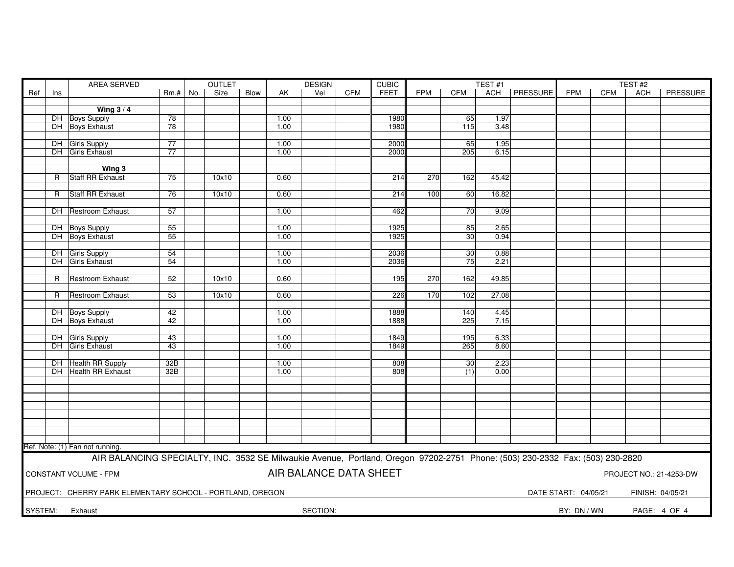| | | AREA SERVED | | OUTLET | | | DESIGN | | | CUBIC | TEST #1 | | | | TEST #2 | | | |
|---|---|---|---|---|---|---|---|---|---|---|---|---|---|---|---|---|---|---|
| Ref | Ins | | Rm.# | No. | Size | Blow | AK | Vel | CFM | FEET | FPM | CFM | ACH | PRESSURE | FPM | CFM | ACH | PRESSURE |
| | | **Wing 3 / 4** | | | | | | | | | | | | | | | | |
| | DH | Boys Supply | 78 | | | | 1.00 | | | 1980 | | 65 | 1.97 | | | | | |
| | DH | Boys Exhaust | 78 | | | | 1.00 | | | 1980 | | 115 | 3.48 | | | | | |
| | DH | Girls Supply | 77 | | | | 1.00 | | | 2000 | | 65 | 1.95 | | | | | |
| | DH | Girls Exhaust | 77 | | | | 1.00 | | | 2000 | | 205 | 6.15 | | | | | |
| | | **Wing 3** | | | | | | | | | | | | | | | | |
| | R | Staff RR Exhaust | 75 | | 10x10 | | 0.60 | | | 214 | 270 | 162 | 45.42 | | | | | |
| | R | Staff RR Exhaust | 76 | | 10x10 | | 0.60 | | | 214 | 100 | 60 | 16.82 | | | | | |
| | DH | Restroom Exhaust | 57 | | | | 1.00 | | | 462 | | 70 | 9.09 | | | | | |
| | DH | Boys Supply | 55 | | | | 1.00 | | | 1925 | | 85 | 2.65 | | | | | |
| | DH | Boys Exhaust | 55 | | | | 1.00 | | | 1925 | | 30 | 0.94 | | | | | |
| | DH | Girls Supply | 54 | | | | 1.00 | | | 2036 | | 30 | 0.88 | | | | | |
| | DH | Girls Exhaust | 54 | | | | 1.00 | | | 2036 | | 75 | 2.21 | | | | | |
| | R | Restroom Exhaust | 52 | | 10x10 | | 0.60 | | | 195 | 270 | 162 | 49.85 | | | | | |
| | R | Restroom Exhaust | 53 | | 10x10 | | 0.60 | | | 226 | 170 | 102 | 27.08 | | | | | |
| | DH | Boys Supply | 42 | | | | 1.00 | | | 1888 | | 140 | 4.45 | | | | | |
| | DH | Boys Exhaust | 42 | | | | 1.00 | | | 1888 | | 225 | 7.15 | | | | | |
| | DH | Girls Supply | 43 | | | | 1.00 | | | 1849 | | 195 | 6.33 | | | | | |
| | DH | Girls Exhaust | 43 | | | | 1.00 | | | 1849 | | 265 | 8.60 | | | | | |
| | DH | Health RR Supply | 32B | | | | 1.00 | | | 808 | | 30 | 2.23 | | | | | |
| | DH | Health RR Exhaust | 32B | | | | 1.00 | | | 808 | | (1) | 0.00 | | | | | |

Ref. Note: (1) Fan not running.

AIR BALANCING SPECIALTY, INC. 3532 SE Milwaukie Avenue, Portland, Oregon 97202-2751 Phone: (503) 230-2332 Fax: (503) 230-2820

CONSTANT VOLUME - FPM

AIR BALANCE DATA SHEET

PROJECT NO.: 21-4253-DW

PROJECT: CHERRY PARK ELEMENTARY SCHOOL - PORTLAND, OREGON

DATE START: 04/05/21 FINISH: 04/05/21

SYSTEM: Exhaust SECTION:

BY: DN / WN